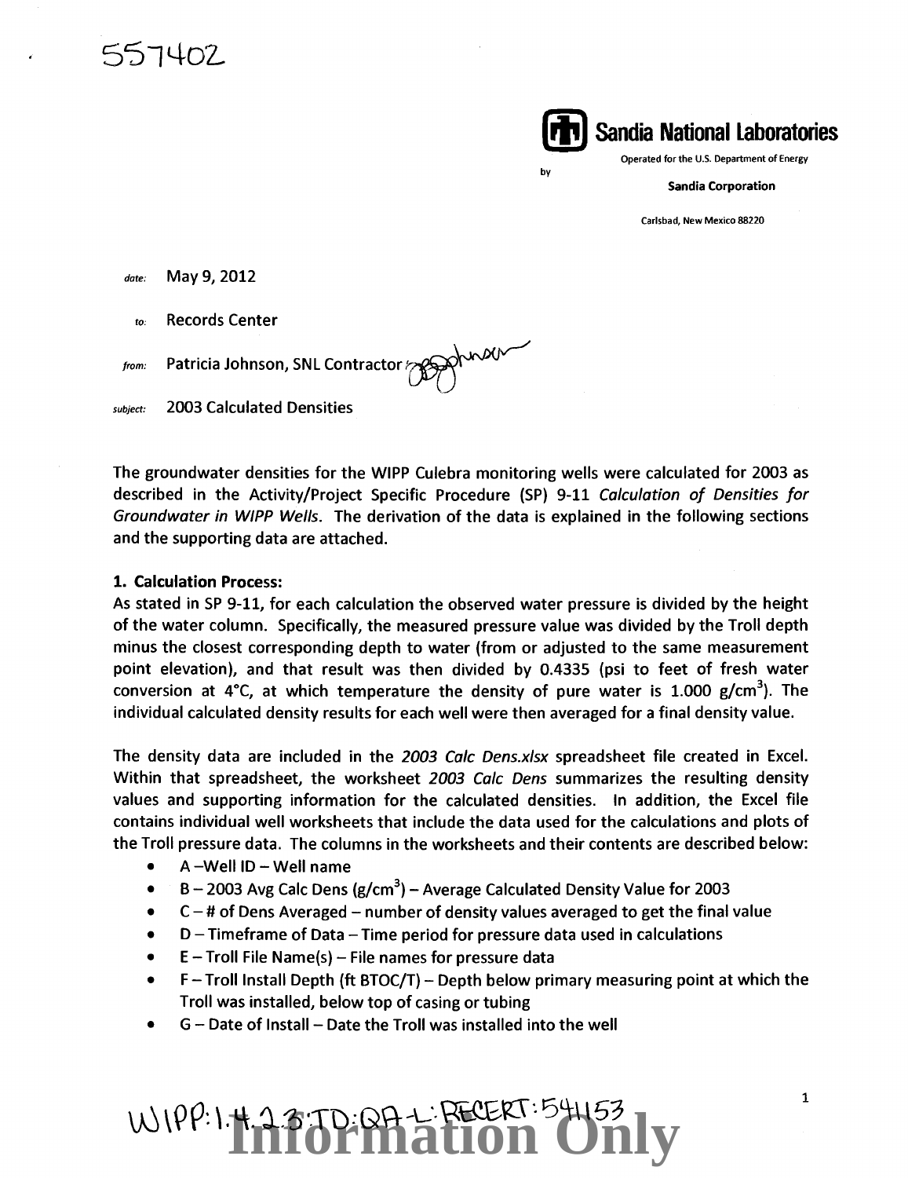557402

**Sandia National Laboratories**

Operated for the U.S. Department of Energy
by
Sandia Corporation

Carlsbad, New Mexico 88220

*date:* May 9, 2012

*to:* Records Center

*from:* Patricia Johnson, SNL Contractor

*subject:* 2003 Calculated Densities

The groundwater densities for the WIPP Culebra monitoring wells were calculated for 2003 as described in the Activity/Project Specific Procedure (SP) 9-11 *Calculation of Densities for Groundwater in WIPP Wells*. The derivation of the data is explained in the following sections and the supporting data are attached.

**1. Calculation Process:**

As stated in SP 9-11, for each calculation the observed water pressure is divided by the height of the water column. Specifically, the measured pressure value was divided by the Troll depth minus the closest corresponding depth to water (from or adjusted to the same measurement point elevation), and that result was then divided by 0.4335 (psi to feet of fresh water conversion at 4°C, at which temperature the density of pure water is 1.000 g/cm$^3$). The individual calculated density results for each well were then averaged for a final density value.

The density data are included in the *2003 Calc Dens.xlsx* spreadsheet file created in Excel. Within that spreadsheet, the worksheet *2003 Calc Dens* summarizes the resulting density values and supporting information for the calculated densities. In addition, the Excel file contains individual well worksheets that include the data used for the calculations and plots of the Troll pressure data. The columns in the worksheets and their contents are described below:

- A –Well ID – Well name
- B – 2003 Avg Calc Dens (g/cm$^3$) – Average Calculated Density Value for 2003
- C – # of Dens Averaged – number of density values averaged to get the final value
- D – Timeframe of Data – Time period for pressure data used in calculations
- E – Troll File Name(s) – File names for pressure data
- F – Troll Install Depth (ft BTOC/T) – Depth below primary measuring point at which the Troll was installed, below top of casing or tubing
- G – Date of Install – Date the Troll was installed into the well

WIPP:1.4.2.3:TD:QA-L:RECERT:54153

Information Only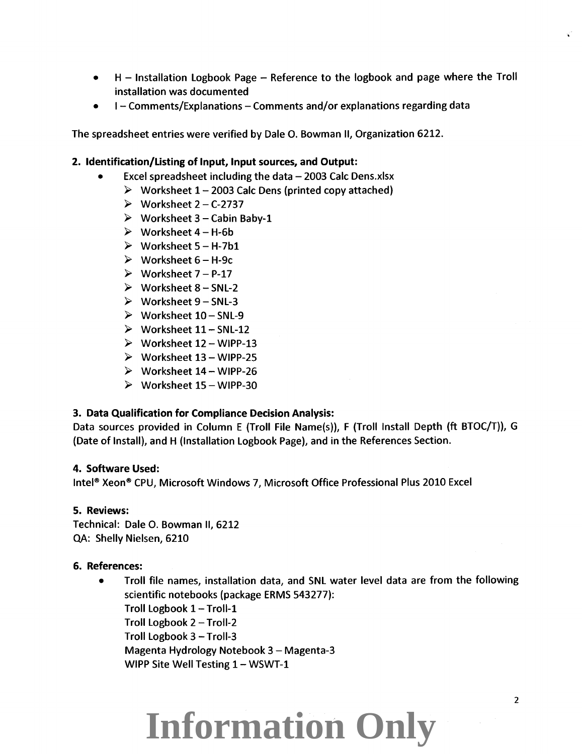- H – Installation Logbook Page – Reference to the logbook and page where the Troll installation was documented
- I – Comments/Explanations – Comments and/or explanations regarding data

The spreadsheet entries were verified by Dale O. Bowman II, Organization 6212.

**2. Identification/Listing of Input, Input sources, and Output:**

- Excel spreadsheet including the data – 2003 Calc Dens.xlsx
  - Worksheet 1 – 2003 Calc Dens (printed copy attached)
  - Worksheet 2 – C-2737
  - Worksheet 3 – Cabin Baby-1
  - Worksheet 4 – H-6b
  - Worksheet 5 – H-7b1
  - Worksheet 6 – H-9c
  - Worksheet 7 – P-17
  - Worksheet 8 – SNL-2
  - Worksheet 9 – SNL-3
  - Worksheet 10 – SNL-9
  - Worksheet 11 – SNL-12
  - Worksheet 12 – WIPP-13
  - Worksheet 13 – WIPP-25
  - Worksheet 14 – WIPP-26
  - Worksheet 15 – WIPP-30

**3. Data Qualification for Compliance Decision Analysis:**

Data sources provided in Column E (Troll File Name(s)), F (Troll Install Depth (ft BTOC/T)), G (Date of Install), and H (Installation Logbook Page), and in the References Section.

**4. Software Used:**

Intel® Xeon® CPU, Microsoft Windows 7, Microsoft Office Professional Plus 2010 Excel

**5. Reviews:**

Technical: Dale O. Bowman II, 6212
QA: Shelly Nielsen, 6210

**6. References:**

- Troll file names, installation data, and SNL water level data are from the following scientific notebooks (package ERMS 543277):
  Troll Logbook 1 – Troll-1
  Troll Logbook 2 – Troll-2
  Troll Logbook 3 – Troll-3
  Magenta Hydrology Notebook 3 – Magenta-3
  WIPP Site Well Testing 1 – WSWT-1

Information Only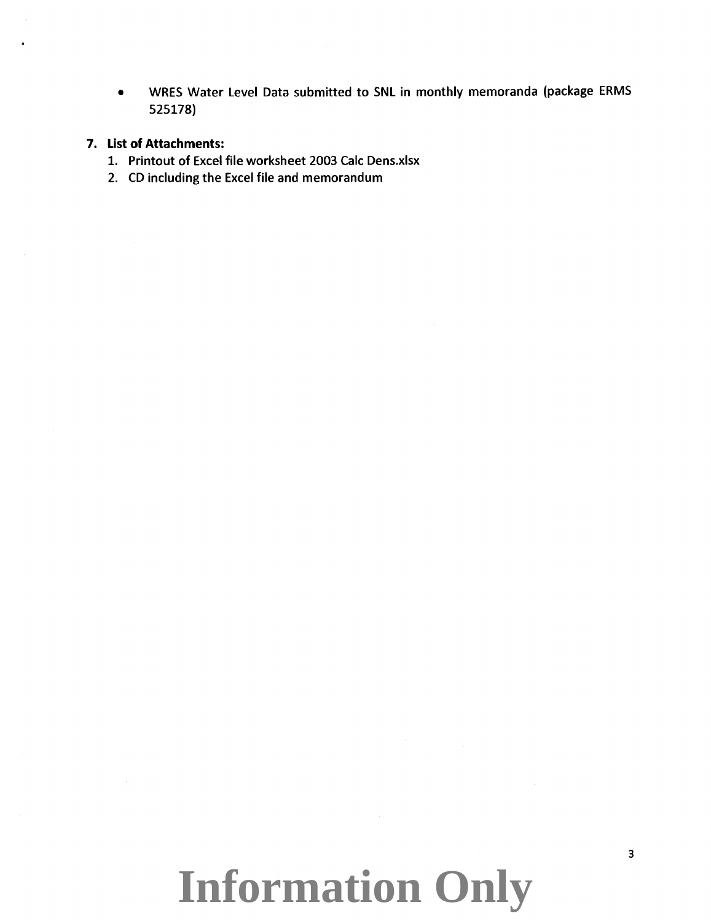- WRES Water Level Data submitted to SNL in monthly memoranda (package ERMS 525178)

**7. List of Attachments:**

1. Printout of Excel file worksheet 2003 Calc Dens.xlsx
2. CD including the Excel file and memorandum

**Information Only**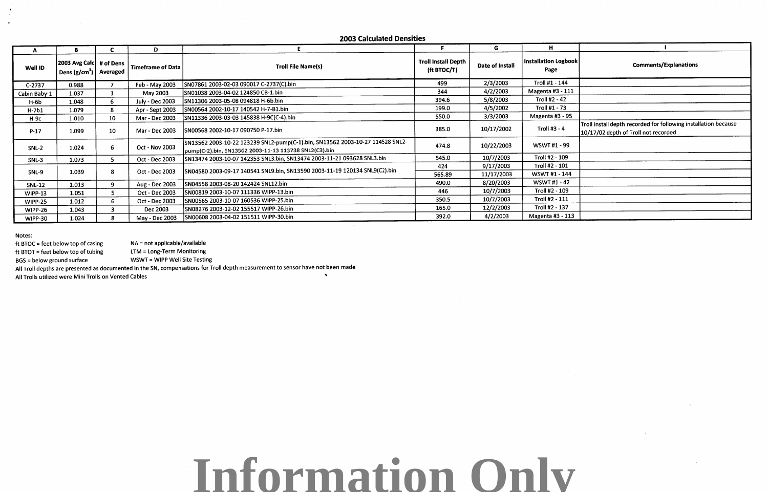## 2003 Calculated Densities

| A | B | C | D | E | F | G | H | I |
|---|---|---|---|---|---|---|---|---|
| Well ID | 2003 Avg Calc Dens (g/cm$^3$) | # of Dens Averaged | Timeframe of Data | Troll File Name(s) | Troll Install Depth (ft BTOC/T) | Date of Install | Installation Logbook Page | Comments/Explanations |
| C-2737 | 0.988 | 7 | Feb - May 2003 | SN07861 2003-02-03 090017 C-2737(C).bin | 499 | 2/3/2003 | Troll #1 - 144 | |
| Cabin Baby-1 | 1.037 | 1 | May 2003 | SN01038 2003-04-02 124850 CB-1.bin | 344 | 4/2/2003 | Magenta #3 - 111 | |
| H-6b | 1.048 | 6 | July - Dec 2003 | SN11306 2003-05-08 094818 H-6b.bin | 394.6 | 5/8/2003 | Troll #2 - 42 | |
| H-7b1 | 1.079 | 8 | Apr - Sept 2003 | SN00564 2002-10-17 140542 H-7-B1.bin | 199.0 | 4/5/2002 | Troll #1 - 73 | |
| H-9c | 1.010 | 10 | Mar - Dec 2003 | SN11336 2003-03-03 145838 H-9C(C-4).bin | 550.0 | 3/3/2003 | Magenta #3 - 95 | |
| P-17 | 1.099 | 10 | Mar - Dec 2003 | SN00568 2002-10-17 090750 P-17.bin | 385.0 | 10/17/2002 | Troll #3 - 4 | Troll install depth recorded for following installation because 10/17/02 depth of Troll not recorded |
| SNL-2 | 1.024 | 6 | Oct - Nov 2003 | SN13562 2003-10-22 123239 SNL2-pump(C-1).bin, SN13562 2003-10-27 114528 SNL2-pump(C-2).bin, SN13562 2003-11-13 113738 SNL2(C3).bin | 474.8 | 10/22/2003 | WSWT #1 - 99 | |
| SNL-3 | 1.073 | 5 | Oct - Dec 2003 | SN13474 2003-10-07 142353 SNL3.bin, SN13474 2003-11-21 093628 SNL3.bin | 545.0 | 10/7/2003 | Troll #2 - 109 | |
| SNL-9 | 1.039 | 8 | Oct - Dec 2003 | SN04580 2003-09-17 140541 SNL9.bin, SN13590 2003-11-19 120134 SNL9(C2).bin | 424 | 9/17/2003 | Troll #2 - 101 | |
| | | | | | 565.89 | 11/17/2003 | WSWT #1 - 144 | |
| SNL-12 | 1.013 | 9 | Aug - Dec 2003 | SN04558 2003-08-20 142424 SNL12.bin | 490.0 | 8/20/2003 | WSWT #1 - 42 | |
| WIPP-13 | 1.051 | 5 | Oct - Dec 2003 | SN00819 2003-10-07 111336 WIPP-13.bin | 446 | 10/7/2003 | Troll #2 - 109 | |
| WIPP-25 | 1.012 | 6 | Oct - Dec 2003 | SN00565 2003-10-07 160536 WIPP-25.bin | 350.5 | 10/7/2003 | Troll #2 - 111 | |
| WIPP-26 | 1.043 | 3 | Dec 2003 | SN08276 2003-12-02 155517 WIPP-26.bin | 165.0 | 12/2/2003 | Troll #2 - 137 | |
| WIPP-30 | 1.024 | 8 | May - Dec 2003 | SN00608 2003-04-02 151511 WIPP-30.bin | 392.0 | 4/2/2003 | Magenta #3 - 113 | |

Notes:

ft BTOC = feet below top of casing  
ft BTOT = feet below top of tubing  
BGS = below ground surface  
NA = not applicable/available  
LTM = Long-Term Monitoring  
WSWT = WIPP Well Site Testing  
All Troll depths are presented as documented in the SN, compensations for Troll depth measurement to sensor have not been made  
All Trolls utilized were Mini Trolls on Vented Cables

Information Only